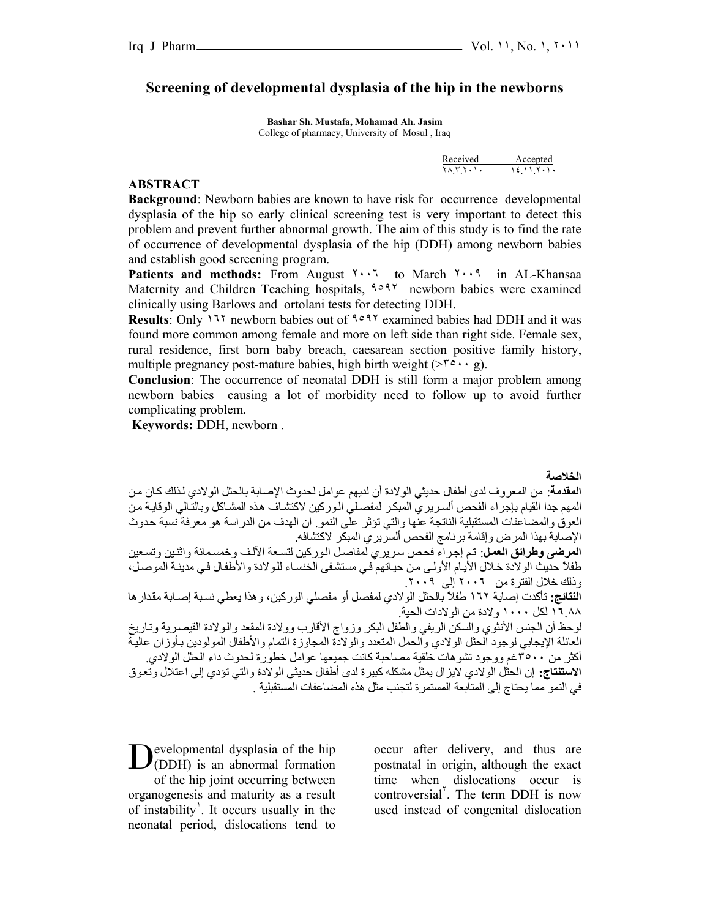# Screening of developmental dysplasia of the hip in the newborns

**Bashar Sh. Mustafa, Mohamad Ah. Jasim**
College of pharmacy, University of Mosul , Iraq

| Received | Accepted |
|---|---|
| ٢٨.٣.٢٠١٠ | ١٤.١١.٢٠١٠ |

## ABSTRACT

**Background**: Newborn babies are known to have risk for occurrence developmental dysplasia of the hip so early clinical screening test is very important to detect this problem and prevent further abnormal growth. The aim of this study is to find the rate of occurrence of developmental dysplasia of the hip (DDH) among newborn babies and establish good screening program.

**Patients and methods:** From August ٢٠٠٦ to March ٢٠٠٩ in AL-Khansaa Maternity and Children Teaching hospitals, ٩٥٩٢ newborn babies were examined clinically using Barlows and ortolani tests for detecting DDH.

**Results**: Only ١٦٢ newborn babies out of ٩٥٩٢ examined babies had DDH and it was found more common among female and more on left side than right side. Female sex, rural residence, first born baby breach, caesarean section positive family history, multiple pregnancy post-mature babies, high birth weight (>٣٥٠٠ g).

**Conclusion**: The occurrence of neonatal DDH is still form a major problem among newborn babies causing a lot of morbidity need to follow up to avoid further complicating problem.

**Keywords:** DDH, newborn .

## الخلاصة

**المقدمة**: من المعروف لدى أطفال حديثي الولادة أن لديهم عوامل لحدوث الإصابة بالحثل الولادي لذلك كـان مـن المهم جدا القيام بإجراء الفحص ألسريري المبكر لمفصلي الوركين لاكتشـاف هذه المشـاكل وبالتـالي الوقايـة مـن العوق والمضاعفات المستقبلية الناتجة عنها والتي تؤثر على النمو. ان الهدف من الدراسة هو معرفة نسبة حـدوث الإصابة بهذا المرض وإقامة برنامج الفحص ألسريري المبكر لاكتشافه.

**المرضى وطرائق العمل**: تـم إجـراء فحص سريري لمفاصل الوركين لتسعة الآلف وخمسمائة واثنين وتسعين طفلاً حديث الولادة خـلال الأيـام الأولـى مـن حياتهم فـي مستشفى الخنسـاء للـولادة والأطفـال فـي مدينـة الموصـل، وذلك خلال الفترة من ٢٠٠٦ إلى ٢٠٠٩.

**النتائج:** تأكدت إصابة ١٦٢ طفلاً بالحثل الولادي لمفصل أو مفصلي الوركين، وهذا يعطي نسبة إصـابة مقدارها ١٦.٨٨ لكل ١٠٠٠ ولادة من الولادات الحية.

لوحظ أن الجنس الأنثوي والسكن الريفي والطفل البكر وزواج الأقارب وولادة المقعد والـولادة القيصـرية وتـاريخ العائلة الإيجابي لوجود الحثل الولادي والحمل المتعدد والولادة المجاوزة التمام والأطفال المولودين بـأوزان عاليـة أكثر من ٣٥٠٠غم ووجود تشوهات خلقية مصاحبة كانت جميعها عوامل خطورة لحدوث داء الحثل الولادي.

**الاستنتاج:** إن الحثل الولادي لايزال يمثل مشكله كبيرة لدى أطفال حديثي الولادة والتي تؤدي إلى اعتلال وتعوق في النمو مما يحتاج إلى المتابعة المستمرة لتجنب مثل هذه المضاعفات المستقبلية .

Developmental dysplasia of the hip (DDH) is an abnormal formation of the hip joint occurring between organogenesis and maturity as a result of instability[١]. It occurs usually in the neonatal period, dislocations tend to occur after delivery, and thus are postnatal in origin, although the exact time when dislocations occur is controversial[٢]. The term DDH is now used instead of congenital dislocation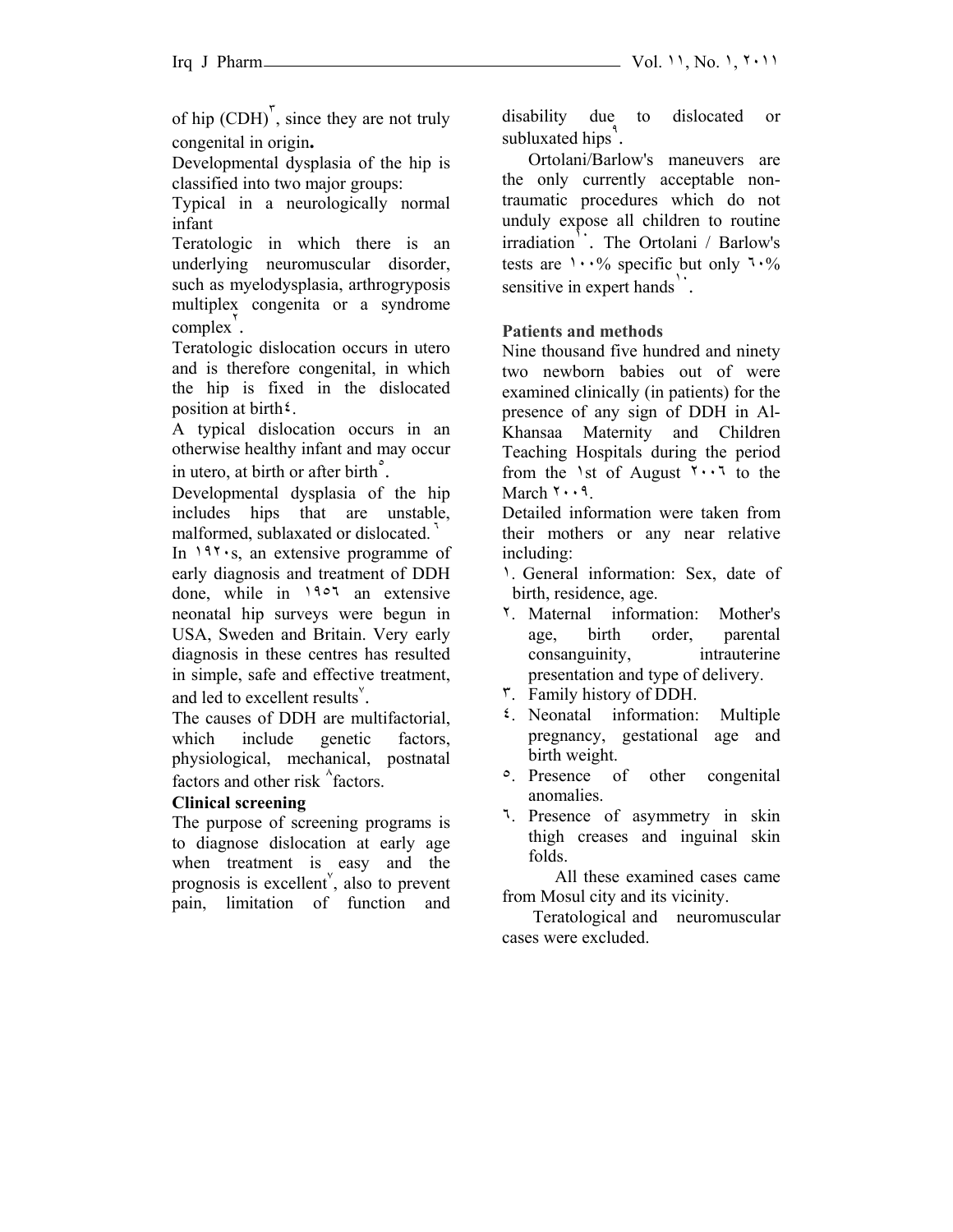of hip (CDH)[3], since they are not truly congenital in origin**.**

Developmental dysplasia of the hip is classified into two major groups:

Typical in a neurologically normal infant

Teratologic in which there is an underlying neuromuscular disorder, such as myelodysplasia, arthrogryposis multiplex congenita or a syndrome complex[2].

Teratologic dislocation occurs in utero and is therefore congenital, in which the hip is fixed in the dislocated position at birth[4].

A typical dislocation occurs in an otherwise healthy infant and may occur in utero, at birth or after birth[5].

Developmental dysplasia of the hip includes hips that are unstable, malformed, sublaxated or dislocated.[6]

In ١٩٢٠s, an extensive programme of early diagnosis and treatment of DDH done, while in ١٩٥٦ an extensive neonatal hip surveys were begun in USA, Sweden and Britain. Very early diagnosis in these centres has resulted in simple, safe and effective treatment, and led to excellent results[7].

The causes of DDH are multifactorial, which include genetic factors, physiological, mechanical, postnatal factors and other risk [8]factors.

**Clinical screening**

The purpose of screening programs is to diagnose dislocation at early age when treatment is easy and the prognosis is excellent[7], also to prevent pain, limitation of function and disability due to dislocated or subluxated hips[9].

Ortolani/Barlow's maneuvers are the only currently acceptable non-traumatic procedures which do not unduly expose all children to routine irradiation[10]. The Ortolani / Barlow's tests are ١٠٠% specific but only ٦٠% sensitive in expert hands[10].

**Patients and methods**

Nine thousand five hundred and ninety two newborn babies out of were examined clinically (in patients) for the presence of any sign of DDH in Al-Khansaa Maternity and Children Teaching Hospitals during the period from the ١st of August ٢٠٠٦ to the March ٢٠٠٩.

Detailed information were taken from their mothers or any near relative including:

١. General information: Sex, date of birth, residence, age.
٢. Maternal information: Mother's age, birth order, parental consanguinity, intrauterine presentation and type of delivery.
٣. Family history of DDH.
٤. Neonatal information: Multiple pregnancy, gestational age and birth weight.
٥. Presence of other congenital anomalies.
٦. Presence of asymmetry in skin thigh creases and inguinal skin folds.

All these examined cases came from Mosul city and its vicinity.

Teratological and neuromuscular cases were excluded.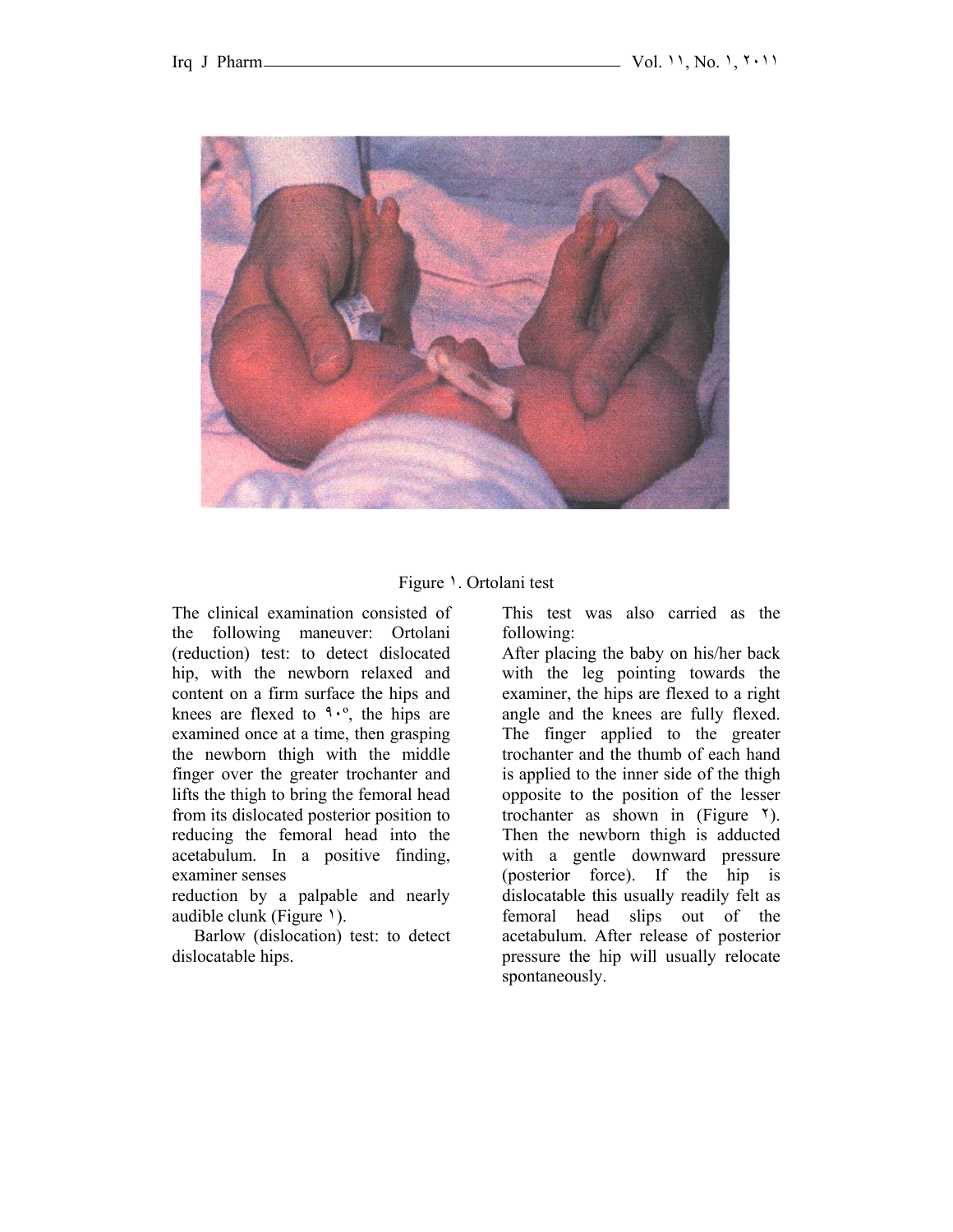Figure ١. Ortolani test

The clinical examination consisted of the following maneuver: Ortolani (reduction) test: to detect dislocated hip, with the newborn relaxed and content on a firm surface the hips and knees are flexed to ٩٠º, the hips are examined once at a time, then grasping the newborn thigh with the middle finger over the greater trochanter and lifts the thigh to bring the femoral head from its dislocated posterior position to reducing the femoral head into the acetabulum. In a positive finding, examiner senses reduction by a palpable and nearly audible clunk (Figure ١).

Barlow (dislocation) test: to detect dislocatable hips.

This test was also carried as the following:

After placing the baby on his/her back with the leg pointing towards the examiner, the hips are flexed to a right angle and the knees are fully flexed. The finger applied to the greater trochanter and the thumb of each hand is applied to the inner side of the thigh opposite to the position of the lesser trochanter as shown in (Figure ٢). Then the newborn thigh is adducted with a gentle downward pressure (posterior force). If the hip is dislocatable this usually readily felt as femoral head slips out of the acetabulum. After release of posterior pressure the hip will usually relocate spontaneously.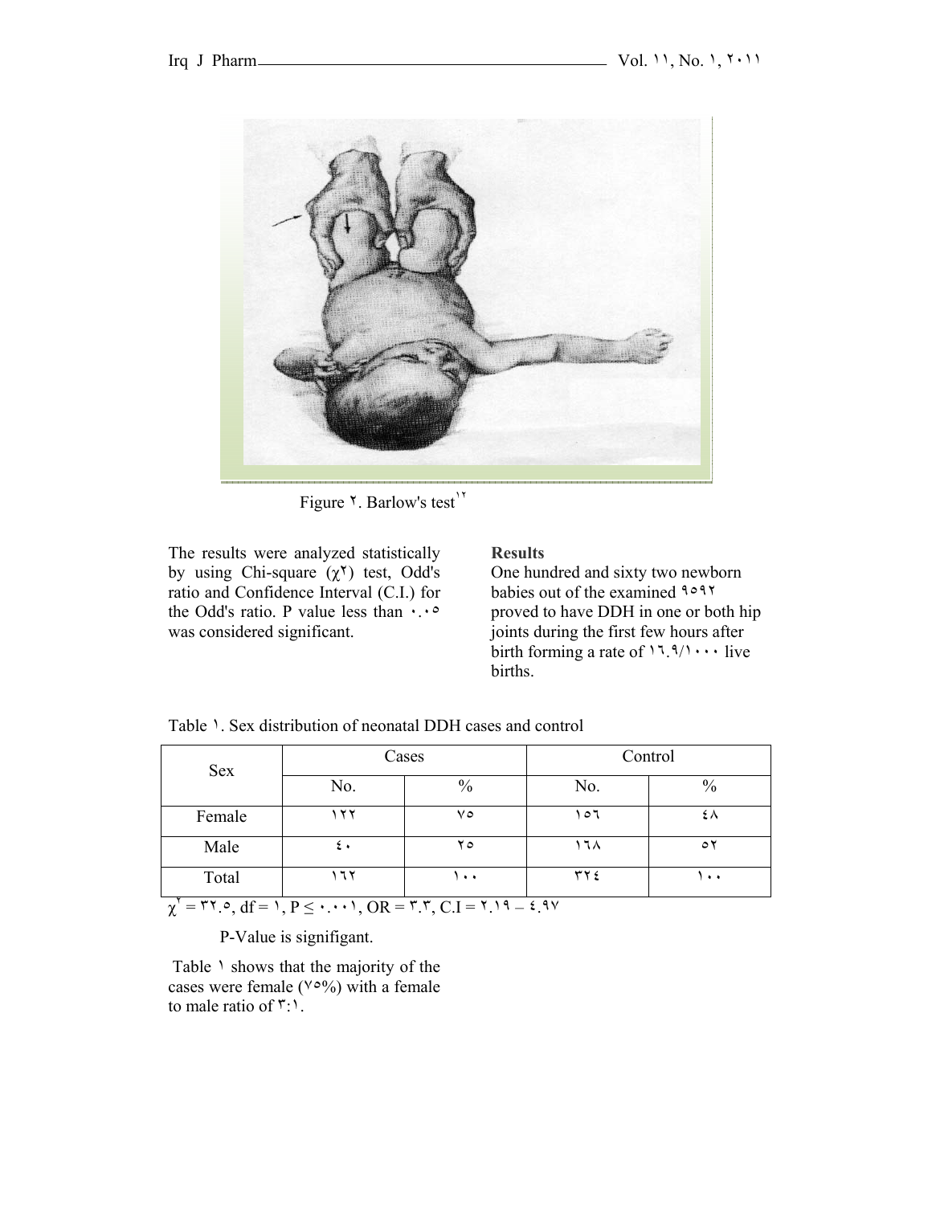Figure ٢. Barlow's test[١٢]

The results were analyzed statistically by using Chi-square ($\chi^٢$) test, Odd's ratio and Confidence Interval (C.I.) for the Odd's ratio. P value less than ٠.٠٥ was considered significant.

**Results**

One hundred and sixty two newborn babies out of the examined ٩٥٩٢ proved to have DDH in one or both hip joints during the first few hours after birth forming a rate of ١٦.٩/١٠٠٠ live births.

Table ١. Sex distribution of neonatal DDH cases and control

| Sex | Cases | | Control | |
|---|---|---|---|---|
| | No. | % | No. | % |
| Female | ١٢٢ | ٧٥ | ١٥٦ | ٤٨ |
| Male | ٤٠ | ٢٥ | ١٦٨ | ٥٢ |
| Total | ١٦٢ | ١٠٠ | ٣٢٤ | ١٠٠ |

$\chi^٢$ = ٣٢.٥, df = ١, P ≤ ٠.٠٠١, OR = ٣.٣, C.I = ٢.١٩ – ٤.٩٧

P-Value is signifigant.

Table ١ shows that the majority of the cases were female (٧٥%) with a female to male ratio of ٣:١.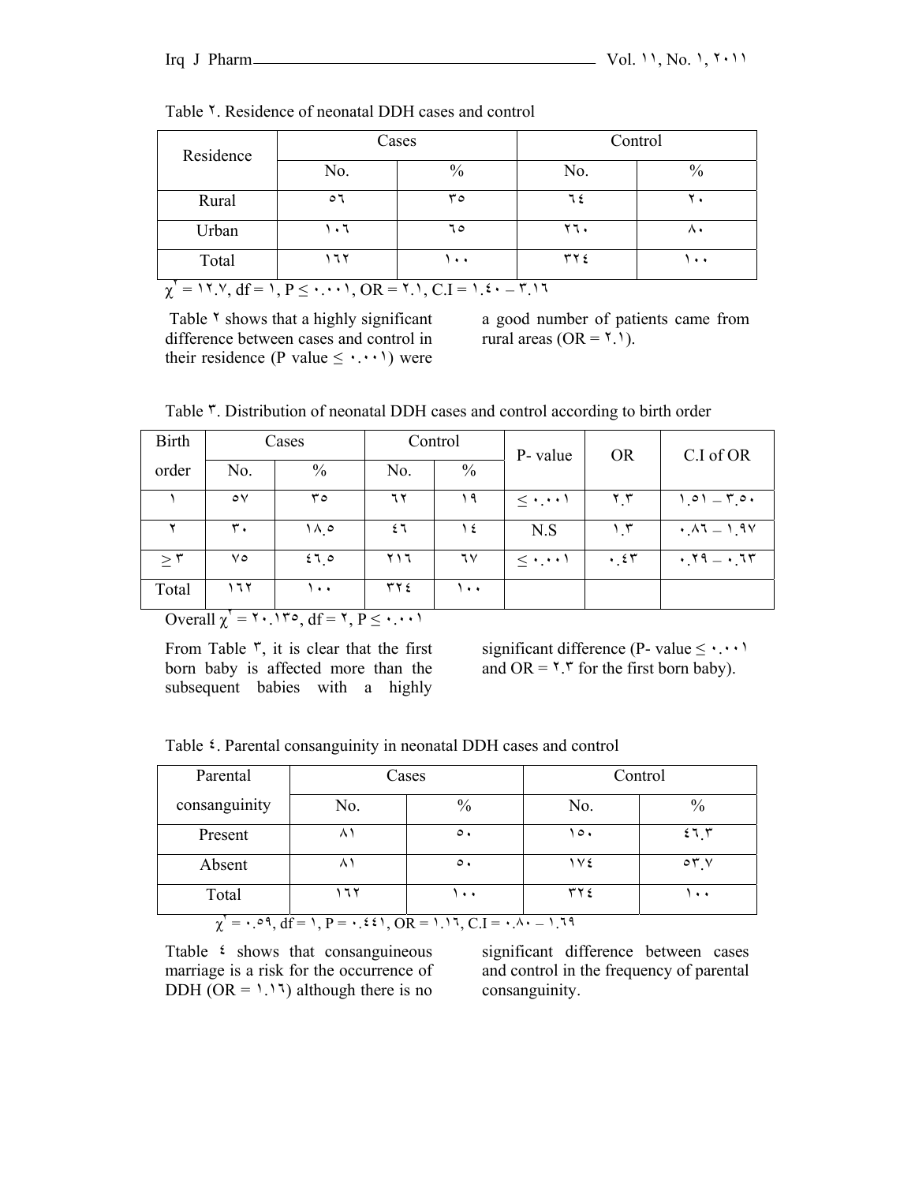Table ٢. Residence of neonatal DDH cases and control

| Residence | Cases | | Control | |
|---|---|---|---|---|
| | No. | % | No. | % |
| Rural | ٥٦ | ٣٥ | ٦٤ | ٢٠ |
| Urban | ١٠٦ | ٦٥ | ٢٦٠ | ٨٠ |
| Total | ١٦٢ | ١٠٠ | ٣٢٤ | ١٠٠ |

$\chi^{٢}$ = ١٢.٧, df = ١, P ≤ ٠.٠٠١, OR = ٢.١, C.I = ١.٤٠ – ٣.١٦

Table ٢ shows that a highly significant difference between cases and control in their residence (P value ≤ ٠.٠٠١) were a good number of patients came from rural areas (OR = ٢.١).

Table ٣. Distribution of neonatal DDH cases and control according to birth order

| Birth order | Cases | | Control | | P- value | OR | C.I of OR |
|---|---|---|---|---|---|---|---|
| | No. | % | No. | % | | | |
| ١ | ٥٧ | ٣٥ | ٦٢ | ١٩ | ≤ ٠.٠٠١ | ٢.٣ | ١.٥١ – ٣.٥٠ |
| ٢ | ٣٠ | ١٨.٥ | ٤٦ | ١٤ | N.S | ١.٣ | ٠.٨٦ – ١.٩٧ |
| ≥ ٣ | ٧٥ | ٤٦.٥ | ٢١٦ | ٦٧ | ≤ ٠.٠٠١ | ٠.٤٣ | ٠.٢٩ – ٠.٦٣ |
| Total | ١٦٢ | ١٠٠ | ٣٢٤ | ١٠٠ | | | |

Overall $\chi^{٢}$ = ٢٠.١٣٥, df = ٢, P ≤ ٠.٠٠١

From Table ٣, it is clear that the first born baby is affected more than the subsequent babies with a highly significant difference (P- value ≤ ٠.٠٠١ and OR = ٢.٣ for the first born baby).

Table ٤. Parental consanguinity in neonatal DDH cases and control

| Parental consanguinity | Cases | | Control | |
|---|---|---|---|---|
| | No. | % | No. | % |
| Present | ٨١ | ٥٠ | ١٥٠ | ٤٦.٣ |
| Absent | ٨١ | ٥٠ | ١٧٤ | ٥٣.٧ |
| Total | ١٦٢ | ١٠٠ | ٣٢٤ | ١٠٠ |

$\chi^{٢}$ = ٠.٥٩, df = ١, P = ٠.٤٤١, OR = ١.١٦, C.I = ٠.٨٠ – ١.٦٩

Ttable ٤ shows that consanguineous marriage is a risk for the occurrence of DDH (OR = ١.١٦) although there is no significant difference between cases and control in the frequency of parental consanguinity.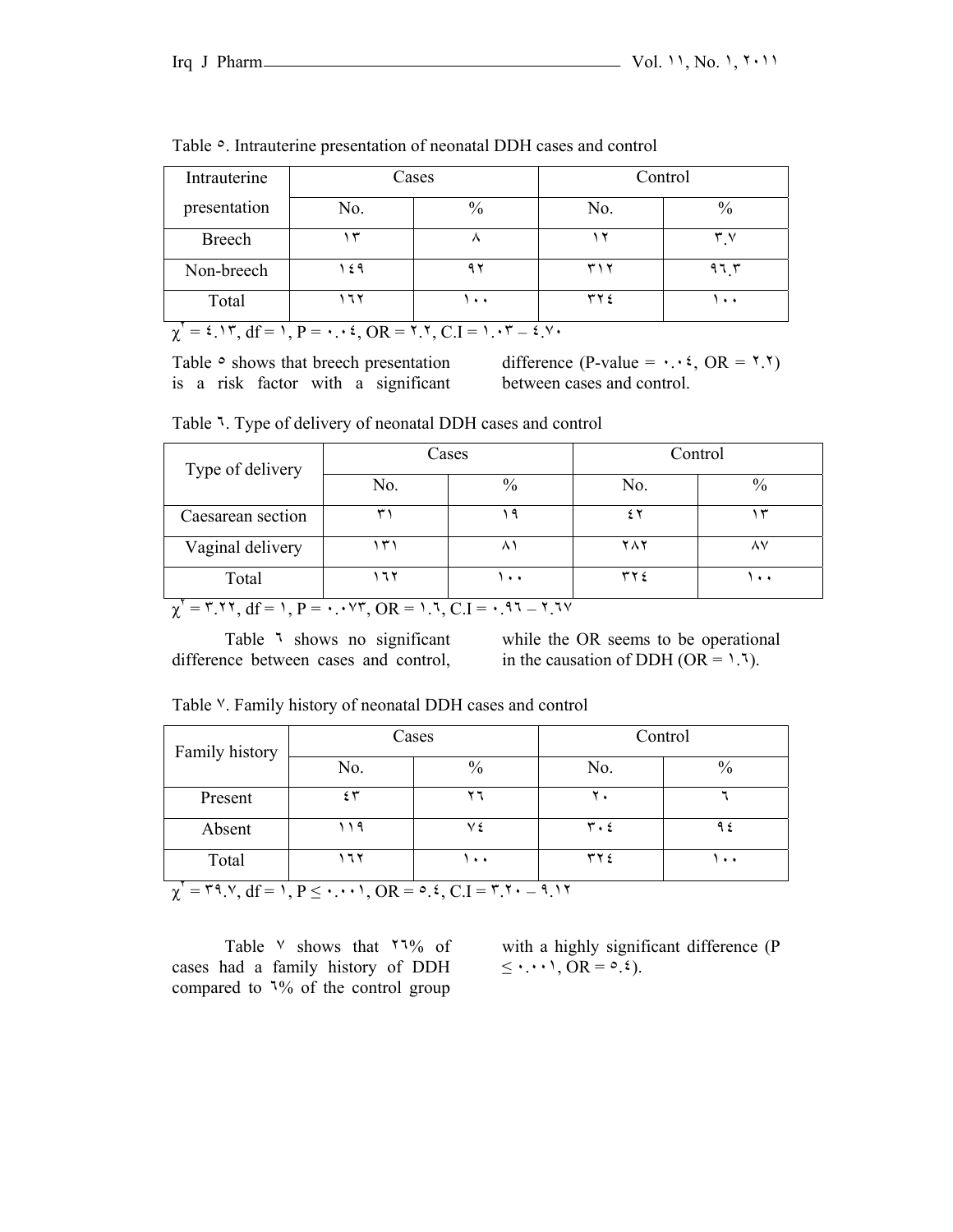Table ٥. Intrauterine presentation of neonatal DDH cases and control

| Intrauterine presentation | Cases | | Control | |
|---|---|---|---|---|
| | No. | % | No. | % |
| Breech | ١٣ | ٨ | ١٢ | ٣.٧ |
| Non-breech | ١٤٩ | ٩٢ | ٣١٢ | ٩٦.٣ |
| Total | ١٦٢ | ١٠٠ | ٣٢٤ | ١٠٠ |

$\chi^{٢}$ = ٤.١٣, df = ١, P = ٠.٠٤, OR = ٢.٢, C.I = ١.٠٣ – ٤.٧٠

Table ٥ shows that breech presentation is a risk factor with a significant difference (P-value = ٠.٠٤, OR = ٢.٢) between cases and control.

Table ٦. Type of delivery of neonatal DDH cases and control

| Type of delivery | Cases | | Control | |
|---|---|---|---|---|
| | No. | % | No. | % |
| Caesarean section | ٣١ | ١٩ | ٤٢ | ١٣ |
| Vaginal delivery | ١٣١ | ٨١ | ٢٨٢ | ٨٧ |
| Total | ١٦٢ | ١٠٠ | ٣٢٤ | ١٠٠ |

$\chi^{٢}$ = ٣.٢٢, df = ١, P = ٠.٠٧٣, OR = ١.٦, C.I = ٠.٩٦ – ٢.٦٧

Table ٦ shows no significant difference between cases and control, while the OR seems to be operational in the causation of DDH (OR = ١.٦).

Table ٧. Family history of neonatal DDH cases and control

| Family history | Cases | | Control | |
|---|---|---|---|---|
| | No. | % | No. | % |
| Present | ٤٣ | ٢٦ | ٢٠ | ٦ |
| Absent | ١١٩ | ٧٤ | ٣٠٤ | ٩٤ |
| Total | ١٦٢ | ١٠٠ | ٣٢٤ | ١٠٠ |

$\chi^{٢}$ = ٣٩.٧, df = ١, P ≤ ٠.٠٠١, OR = ٥.٤, C.I = ٣.٢٠ – ٩.١٢

Table ٧ shows that ٢٦% of cases had a family history of DDH compared to ٦% of the control group with a highly significant difference (P ≤ ٠.٠٠١, OR = ٥.٤).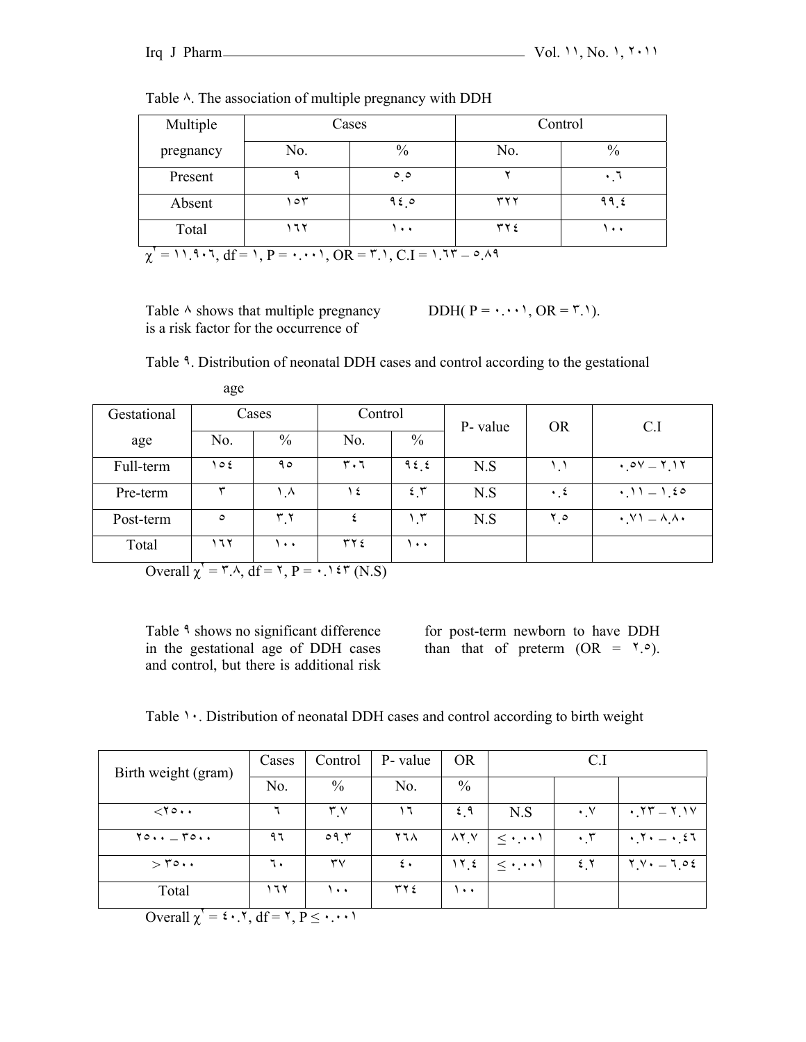Table ٨. The association of multiple pregnancy with DDH

| Multiple pregnancy | Cases | | Control | |
|---|---|---|---|---|
| | No. | % | No. | % |
| Present | ٩ | ٥.٥ | ٢ | ٠.٦ |
| Absent | ١٥٣ | ٩٤.٥ | ٣٢٢ | ٩٩.٤ |
| Total | ١٦٢ | ١٠٠ | ٣٢٤ | ١٠٠ |

$\chi^2$ = ١١.٩٠٦, df = ١, P = ٠.٠٠١, OR = ٣.١, C.I = ١.٦٣ – ٥.٨٩

Table ٨ shows that multiple pregnancy is a risk factor for the occurrence of DDH( P = ٠.٠٠١, OR = ٣.١).

Table ٩. Distribution of neonatal DDH cases and control according to the gestational age

| Gestational age | Cases | | Control | | P- value | OR | C.I |
|---|---|---|---|---|---|---|---|
| | No. | % | No. | % | | | |
| Full-term | ١٥٤ | ٩٥ | ٣٠٦ | ٩٤.٤ | N.S | ١.١ | ٠.٥٧ – ٢.١٢ |
| Pre-term | ٣ | ١.٨ | ١٤ | ٤.٣ | N.S | ٠.٤ | ٠.١١ – ١.٤٥ |
| Post-term | ٥ | ٣.٢ | ٤ | ١.٣ | N.S | ٢.٥ | ٠.٧١ – ٨.٨٠ |
| Total | ١٦٢ | ١٠٠ | ٣٢٤ | ١٠٠ | | | |

Overall $\chi^2$ = ٣.٨, df = ٢, P = ٠.١٤٣ (N.S)

Table ٩ shows no significant difference in the gestational age of DDH cases and control, but there is additional risk for post-term newborn to have DDH than that of preterm (OR = ٢.٥).

Table ١٠. Distribution of neonatal DDH cases and control according to birth weight

| Birth weight (gram) | Cases | Control | P- value | OR | C.I | | |
|---|---|---|---|---|---|---|---|
| | No. | % | No. | % | | | |
| <٢٥٠٠ | ٦ | ٣.٧ | ١٦ | ٤.٩ | N.S | ٠.٧ | ٠.٢٣ – ٢.١٧ |
| ٢٥٠٠ – ٣٥٠٠ | ٩٦ | ٥٩.٣ | ٢٦٨ | ٨٢.٧ | ≤ ٠.٠٠١ | ٠.٣ | ٠.٢٠ – ٠.٤٦ |
| > ٣٥٠٠ | ٦٠ | ٣٧ | ٤٠ | ١٢.٤ | ≤ ٠.٠٠١ | ٤.٢ | ٢.٧٠ – ٦.٥٤ |
| Total | ١٦٢ | ١٠٠ | ٣٢٤ | ١٠٠ | | | |

Overall $\chi^2$ = ٤٠.٢, df = ٢, P ≤ ٠.٠٠١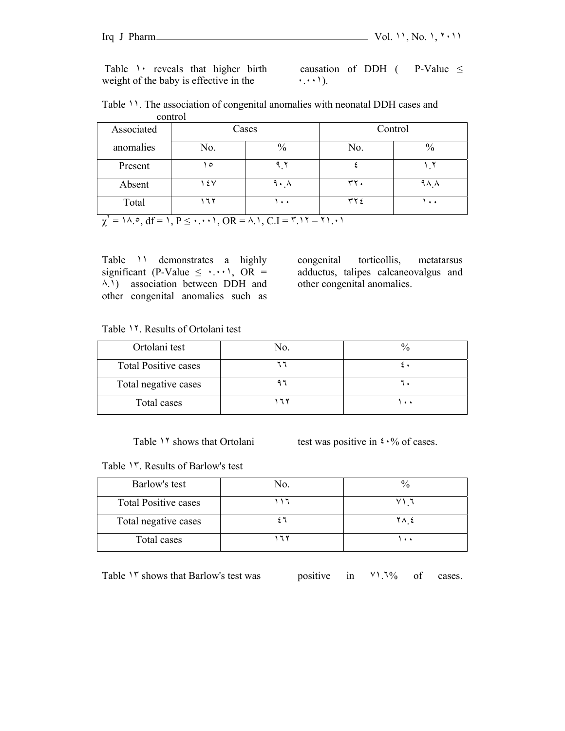Table ١٠ reveals that higher birth weight of the baby is effective in the causation of DDH ( P-Value ≤ ٠.٠٠١).

Table ١١. The association of congenital anomalies with neonatal DDH cases and control

| Associated anomalies | Cases | | Control | |
|---|---|---|---|---|
| | No. | % | No. | % |
| Present | ١٥ | ٩.٢ | ٤ | ١.٢ |
| Absent | ١٤٧ | ٩٠.٨ | ٣٢٠ | ٩٨.٨ |
| Total | ١٦٢ | ١٠٠ | ٣٢٤ | ١٠٠ |

$\chi^٢$ = ١٨.٥, df = ١, P ≤ ٠.٠٠١, OR = ٨.١, C.I = ٣.١٢ – ٢١.٠١

Table ١١ demonstrates a highly significant (P-Value ≤ ٠.٠٠١, OR = ٨.١) association between DDH and other congenital anomalies such as congenital torticollis, metatarsus adductus, talipes calcaneovalgus and other congenital anomalies.

Table ١٢. Results of Ortolani test

| Ortolani test | No. | % |
|---|---|---|
| Total Positive cases | ٦٦ | ٤٠ |
| Total negative cases | ٩٦ | ٦٠ |
| Total cases | ١٦٢ | ١٠٠ |

Table ١٢ shows that Ortolani test was positive in ٤٠% of cases.

Table ١٣. Results of Barlow's test

| Barlow's test | No. | % |
|---|---|---|
| Total Positive cases | ١١٦ | ٧١.٦ |
| Total negative cases | ٤٦ | ٢٨.٤ |
| Total cases | ١٦٢ | ١٠٠ |

Table ١٣ shows that Barlow's test was positive in ٧١.٦% of cases.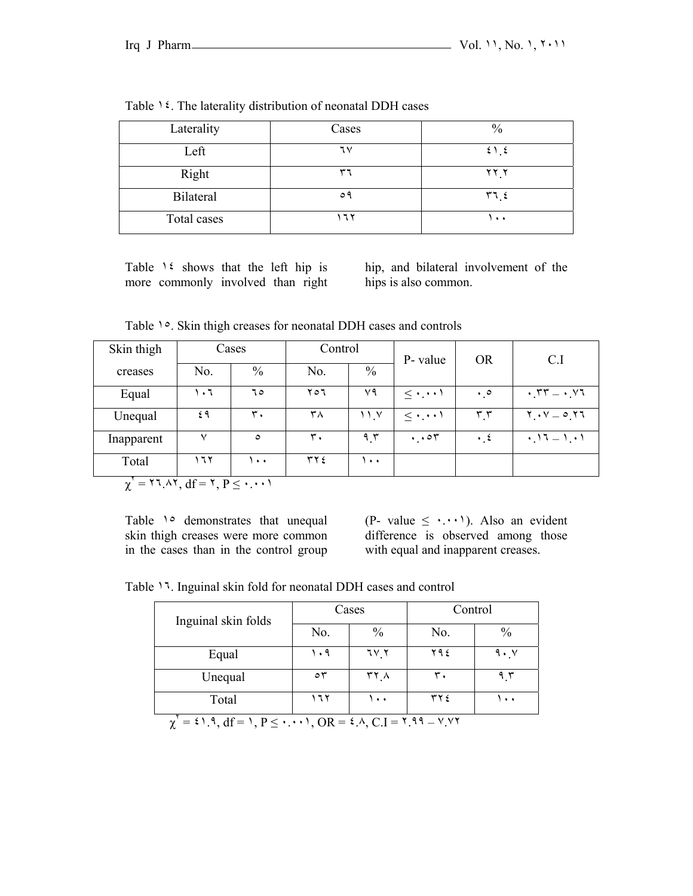Table ١٤. The laterality distribution of neonatal DDH cases

| Laterality | Cases | % |
|---|---|---|
| Left | ٦٧ | ٤١.٤ |
| Right | ٣٦ | ٢٢.٢ |
| Bilateral | ٥٩ | ٣٦.٤ |
| Total cases | ١٦٢ | ١٠٠ |

Table ١٤ shows that the left hip is more commonly involved than right hip, and bilateral involvement of the hips is also common.

Table ١٥. Skin thigh creases for neonatal DDH cases and controls

| Skin thigh creases | Cases | | Control | | P- value | OR | C.I |
|---|---|---|---|---|---|---|---|
| | No. | % | No. | % | | | |
| Equal | ١٠٦ | ٦٥ | ٢٥٦ | ٧٩ | ≤ ٠.٠٠١ | ٠.٥ | ٠.٣٣ – ٠.٧٦ |
| Unequal | ٤٩ | ٣٠ | ٣٨ | ١١.٧ | ≤ ٠.٠٠١ | ٣.٣ | ٢.٠٧ – ٥.٢٦ |
| Inapparent | ٧ | ٥ | ٣٠ | ٩.٣ | ٠.٠٥٣ | ٠.٤ | ٠.١٦ – ١.٠١ |
| Total | ١٦٢ | ١٠٠ | ٣٢٤ | ١٠٠ | | | |

$\chi^٢$ = ٢٦.٨٢, df = ٢, P ≤ ٠.٠٠١

Table ١٥ demonstrates that unequal skin thigh creases were more common in the cases than in the control group (P- value ≤ ٠.٠٠١). Also an evident difference is observed among those with equal and inapparent creases.

Table ١٦. Inguinal skin fold for neonatal DDH cases and control

| Inguinal skin folds | Cases | | Control | |
|---|---|---|---|---|
| | No. | % | No. | % |
| Equal | ١٠٩ | ٦٧.٢ | ٢٩٤ | ٩٠.٧ |
| Unequal | ٥٣ | ٣٢.٨ | ٣٠ | ٩.٣ |
| Total | ١٦٢ | ١٠٠ | ٣٢٤ | ١٠٠ |

$\chi^٢$ = ٤١.٩, df = ١, P ≤ ٠.٠٠١, OR = ٤.٨, C.I = ٢.٩٩ – ٧.٧٢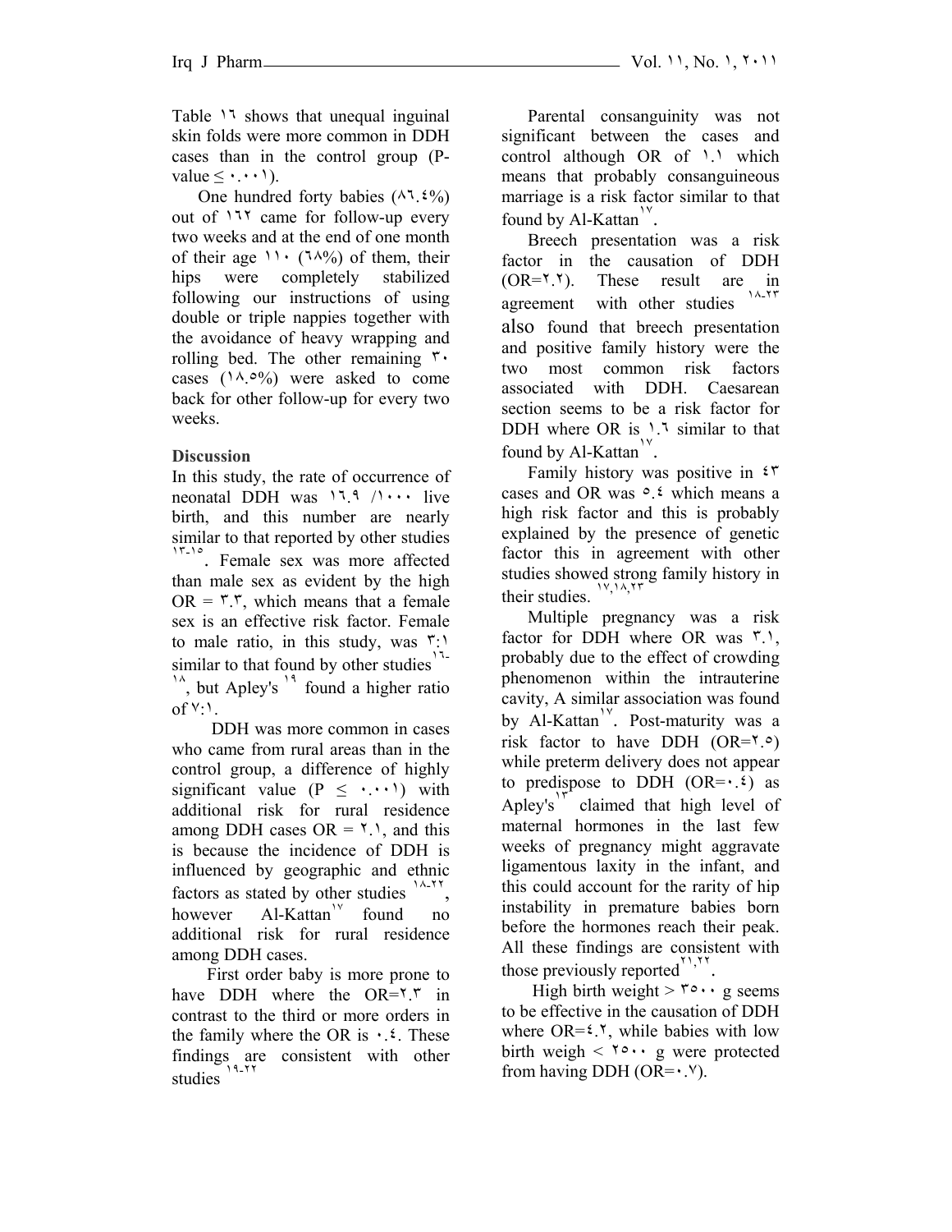Table ١٦ shows that unequal inguinal skin folds were more common in DDH cases than in the control group (P-value ≤ ٠.٠٠١).

One hundred forty babies (٨٦.٤%) out of ١٦٢ came for follow-up every two weeks and at the end of one month of their age ١١٠ (٦٨%) of them, their hips were completely stabilized following our instructions of using double or triple nappies together with the avoidance of heavy wrapping and rolling bed. The other remaining ٣٠ cases (١٨.٥%) were asked to come back for other follow-up for every two weeks.

## Discussion

In this study, the rate of occurrence of neonatal DDH was ١٦.٩ /١٠٠٠ live birth, and this number are nearly similar to that reported by other studies [١٣-١٥]. Female sex was more affected than male sex as evident by the high OR = ٣.٣, which means that a female sex is an effective risk factor. Female to male ratio, in this study, was ٣:١ similar to that found by other studies [١٦-١٨], but Apley's [١٩] found a higher ratio of ٧:١.

DDH was more common in cases who came from rural areas than in the control group, a difference of highly significant value (P ≤ ٠.٠٠١) with additional risk for rural residence among DDH cases OR = ٢.١, and this is because the incidence of DDH is influenced by geographic and ethnic factors as stated by other studies [١٨-٢٢], however Al-Kattan[١٧] found no additional risk for rural residence among DDH cases.

First order baby is more prone to have DDH where the OR=٢.٣ in contrast to the third or more orders in the family where the OR is ٠.٤. These findings are consistent with other studies [١٩-٢٢]

Parental consanguinity was not significant between the cases and control although OR of ١.١ which means that probably consanguineous marriage is a risk factor similar to that found by Al-Kattan[١٧].

Breech presentation was a risk factor in the causation of DDH (OR=٢.٢). These result are in agreement with other studies [١٨-٢٣] also found that breech presentation and positive family history were the two most common risk factors associated with DDH. Caesarean section seems to be a risk factor for DDH where OR is ١.٦ similar to that found by Al-Kattan[١٧].

Family history was positive in ٤٣ cases and OR was ٥.٤ which means a high risk factor and this is probably explained by the presence of genetic factor this in agreement with other studies showed strong family history in their studies. [١٧,١٨,٢٣]

Multiple pregnancy was a risk factor for DDH where OR was ٣.١, probably due to the effect of crowding phenomenon within the intrauterine cavity, A similar association was found by Al-Kattan[١٧]. Post-maturity was a risk factor to have DDH (OR=٢.٥) while preterm delivery does not appear to predispose to DDH (OR=٠.٤) as Apley's[١٣] claimed that high level of maternal hormones in the last few weeks of pregnancy might aggravate ligamentous laxity in the infant, and this could account for the rarity of hip instability in premature babies born before the hormones reach their peak. All these findings are consistent with those previously reported[٢١,٢٢].

High birth weight > ٣٥٠٠ g seems to be effective in the causation of DDH where OR=٤.٢, while babies with low birth weigh < ٢٥٠٠ g were protected from having DDH (OR=٠.٧).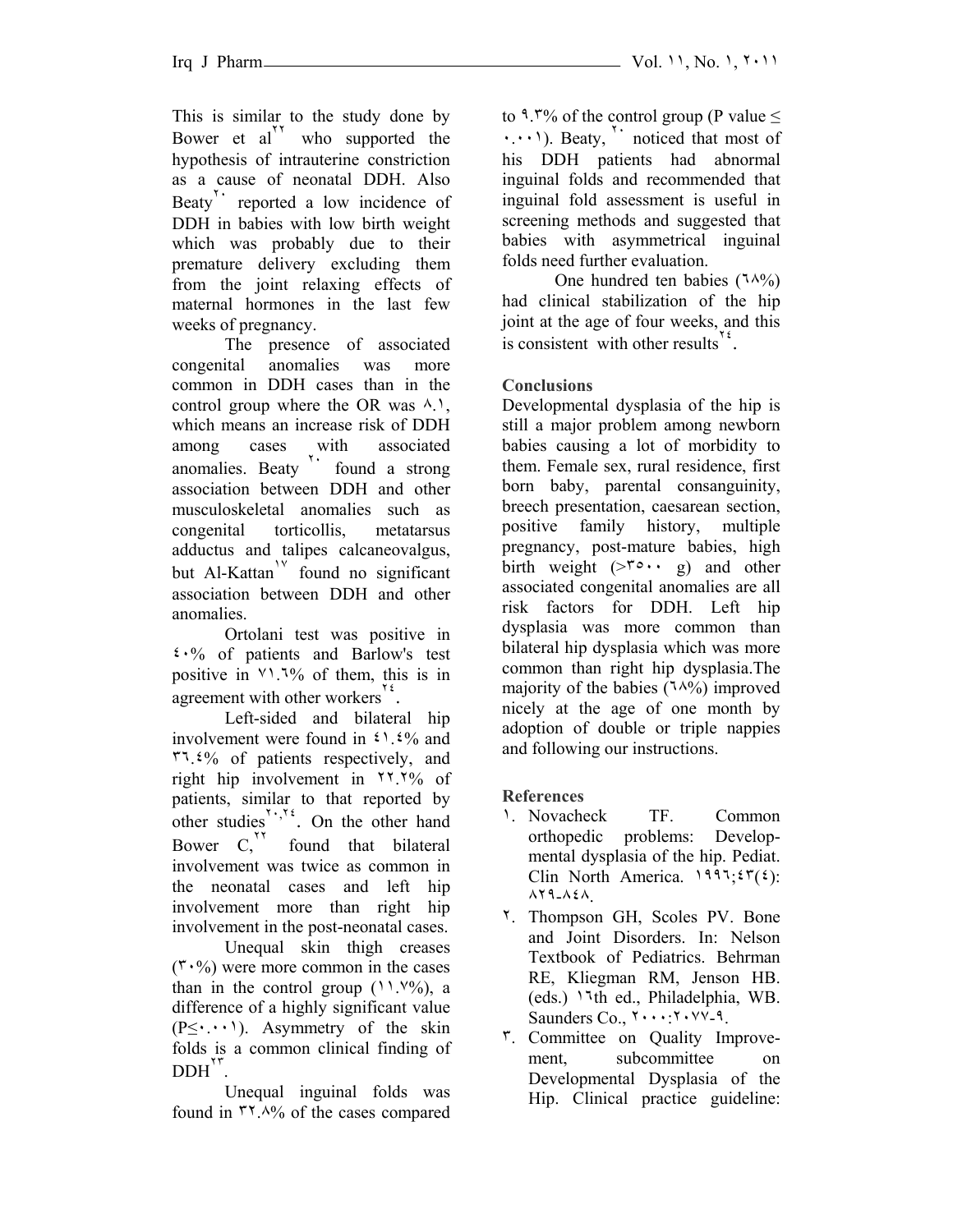This is similar to the study done by Bower et al[22] who supported the hypothesis of intrauterine constriction as a cause of neonatal DDH. Also Beaty[20] reported a low incidence of DDH in babies with low birth weight which was probably due to their premature delivery excluding them from the joint relaxing effects of maternal hormones in the last few weeks of pregnancy.

The presence of associated congenital anomalies was more common in DDH cases than in the control group where the OR was ٨.١, which means an increase risk of DDH among cases with associated anomalies. Beaty [20] found a strong association between DDH and other musculoskeletal anomalies such as congenital torticollis, metatarsus adductus and talipes calcaneovalgus, but Al-Kattan[17] found no significant association between DDH and other anomalies.

Ortolani test was positive in ٤٠% of patients and Barlow's test positive in ٧١.٦% of them, this is in agreement with other workers[24].

Left-sided and bilateral hip involvement were found in ٤١.٤% and ٣٦.٤% of patients respectively, and right hip involvement in ٢٢.٢% of patients, similar to that reported by other studies[20,24]. On the other hand Bower C,[22] found that bilateral involvement was twice as common in the neonatal cases and left hip involvement more than right hip involvement in the post-neonatal cases.

Unequal skin thigh creases (٣٠%) were more common in the cases than in the control group (١١.٧%), a difference of a highly significant value (P≤٠.٠٠١). Asymmetry of the skin folds is a common clinical finding of DDH[23].

Unequal inguinal folds was found in ٣٢.٨% of the cases compared to ٩.٣% of the control group (P value ≤ ٠.٠٠١). Beaty,[20] noticed that most of his DDH patients had abnormal inguinal folds and recommended that inguinal fold assessment is useful in screening methods and suggested that babies with asymmetrical inguinal folds need further evaluation.

One hundred ten babies (٦٨%) had clinical stabilization of the hip joint at the age of four weeks, and this is consistent with other results[24].

## Conclusions

Developmental dysplasia of the hip is still a major problem among newborn babies causing a lot of morbidity to them. Female sex, rural residence, first born baby, parental consanguinity, breech presentation, caesarean section, positive family history, multiple pregnancy, post-mature babies, high birth weight (>٣٥٠٠ g) and other associated congenital anomalies are all risk factors for DDH. Left hip dysplasia was more common than bilateral hip dysplasia which was more common than right hip dysplasia.The majority of the babies (٦٨%) improved nicely at the age of one month by adoption of double or triple nappies and following our instructions.

## References

١. Novacheck TF. Common orthopedic problems: Developmental dysplasia of the hip. Pediat. Clin North America. ١٩٩٦;٤٣(٤): ٨٢٩-٨٤٨.

٢. Thompson GH, Scoles PV. Bone and Joint Disorders. In: Nelson Textbook of Pediatrics. Behrman RE, Kliegman RM, Jenson HB. (eds.) ١٦th ed., Philadelphia, WB. Saunders Co., ٢٠٠٠:٢٠٧٧-٩.

٣. Committee on Quality Improvement, subcommittee on Developmental Dysplasia of the Hip. Clinical practice guideline: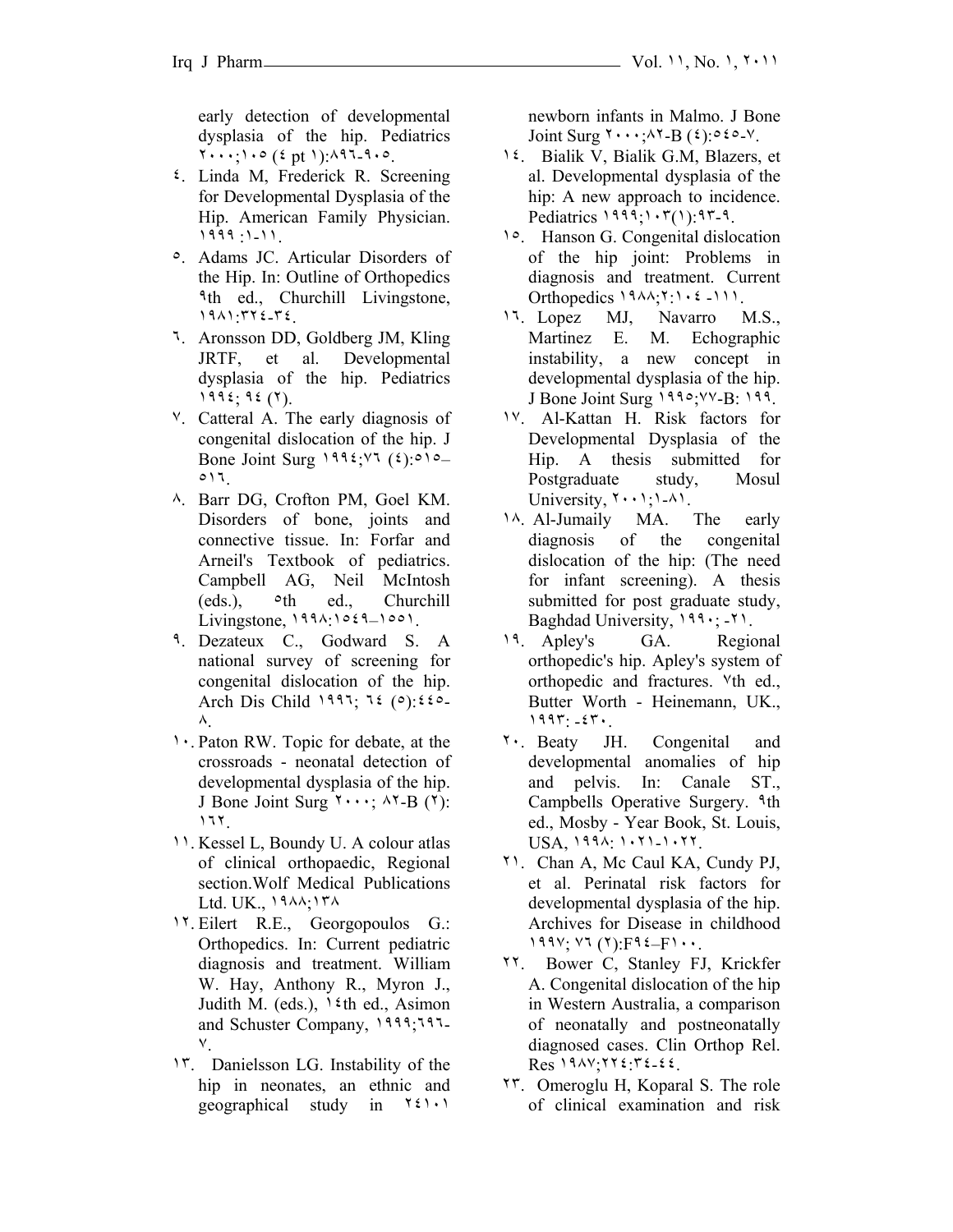early detection of developmental dysplasia of the hip. Pediatrics ٢٠٠٠;١٠٥ (٤ pt ١):٨٩٦-٩٠٥.

٤. Linda M, Frederick R. Screening for Developmental Dysplasia of the Hip. American Family Physician. ١٩٩٩ :١-١١.

٥. Adams JC. Articular Disorders of the Hip. In: Outline of Orthopedics ٩th ed., Churchill Livingstone, ١٩٨١:٣٢٤-٣٤.

٦. Aronsson DD, Goldberg JM, Kling JRTF, et al. Developmental dysplasia of the hip. Pediatrics ١٩٩٤; ٩٤ (٢).

٧. Catteral A. The early diagnosis of congenital dislocation of the hip. J Bone Joint Surg ١٩٩٤;٧٦ (٤):٥١٥–٥١٦.

٨. Barr DG, Crofton PM, Goel KM. Disorders of bone, joints and connective tissue. In: Forfar and Arneil's Textbook of pediatrics. Campbell AG, Neil McIntosh (eds.), ٥th ed., Churchill Livingstone, ١٩٩٨:١٥٤٩–١٥٥١.

٩. Dezateux C., Godward S. A national survey of screening for congenital dislocation of the hip. Arch Dis Child ١٩٩٦; ٦٤ (٥):٤٤٥-٨.

١٠. Paton RW. Topic for debate, at the crossroads - neonatal detection of developmental dysplasia of the hip. J Bone Joint Surg ٢٠٠٠; ٨٢-B (٢): ١٦٢.

١١. Kessel L, Boundy U. A colour atlas of clinical orthopaedic, Regional section.Wolf Medical Publications Ltd. UK., ١٩٨٨;١٣٨

١٢. Eilert R.E., Georgopoulos G.: Orthopedics. In: Current pediatric diagnosis and treatment. William W. Hay, Anthony R., Myron J., Judith M. (eds.), ١٤th ed., Asimon and Schuster Company, ١٩٩٩;٦٩٦-٧.

١٣. Danielsson LG. Instability of the hip in neonates, an ethnic and geographical study in ٢٤١٠١ newborn infants in Malmo. J Bone Joint Surg ٢٠٠٠;٨٢-B (٤):٥٤٥-٧.

١٤. Bialik V, Bialik G.M, Blazers, et al. Developmental dysplasia of the hip: A new approach to incidence. Pediatrics ١٩٩٩;١٠٣(١):٩٣-٩.

١٥. Hanson G. Congenital dislocation of the hip joint: Problems in diagnosis and treatment. Current Orthopedics ١٩٨٨;٢:١٠٤ -١١١.

١٦. Lopez MJ, Navarro M.S., Martinez E. M. Echographic instability, a new concept in developmental dysplasia of the hip. J Bone Joint Surg ١٩٩٥;٧٧-B: ١٩٩.

١٧. Al-Kattan H. Risk factors for Developmental Dysplasia of the Hip. A thesis submitted for Postgraduate study, Mosul University, ٢٠٠١;١-٨١.

١٨. Al-Jumaily MA. The early diagnosis of the congenital dislocation of the hip: (The need for infant screening). A thesis submitted for post graduate study, Baghdad University, ١٩٩٠; -٢١.

١٩. Apley's GA. Regional orthopedic's hip. Apley's system of orthopedic and fractures. ٧th ed., Butter Worth - Heinemann, UK., ١٩٩٣: -٤٣٠.

٢٠. Beaty JH. Congenital and developmental anomalies of hip and pelvis. In: Canale ST., Campbells Operative Surgery. ٩th ed., Mosby - Year Book, St. Louis, USA, ١٩٩٨: ١٠٢١-١٠٢٢.

٢١. Chan A, Mc Caul KA, Cundy PJ, et al. Perinatal risk factors for developmental dysplasia of the hip. Archives for Disease in childhood ١٩٩٧; ٧٦ (٢):F٩٤–F١٠٠.

٢٢. Bower C, Stanley FJ, Krickfer A. Congenital dislocation of the hip in Western Australia, a comparison of neonatally and postneonatally diagnosed cases. Clin Orthop Rel. Res ١٩٨٧;٢٢٤:٣٤-٤٤.

٢٣. Omeroglu H, Koparal S. The role of clinical examination and risk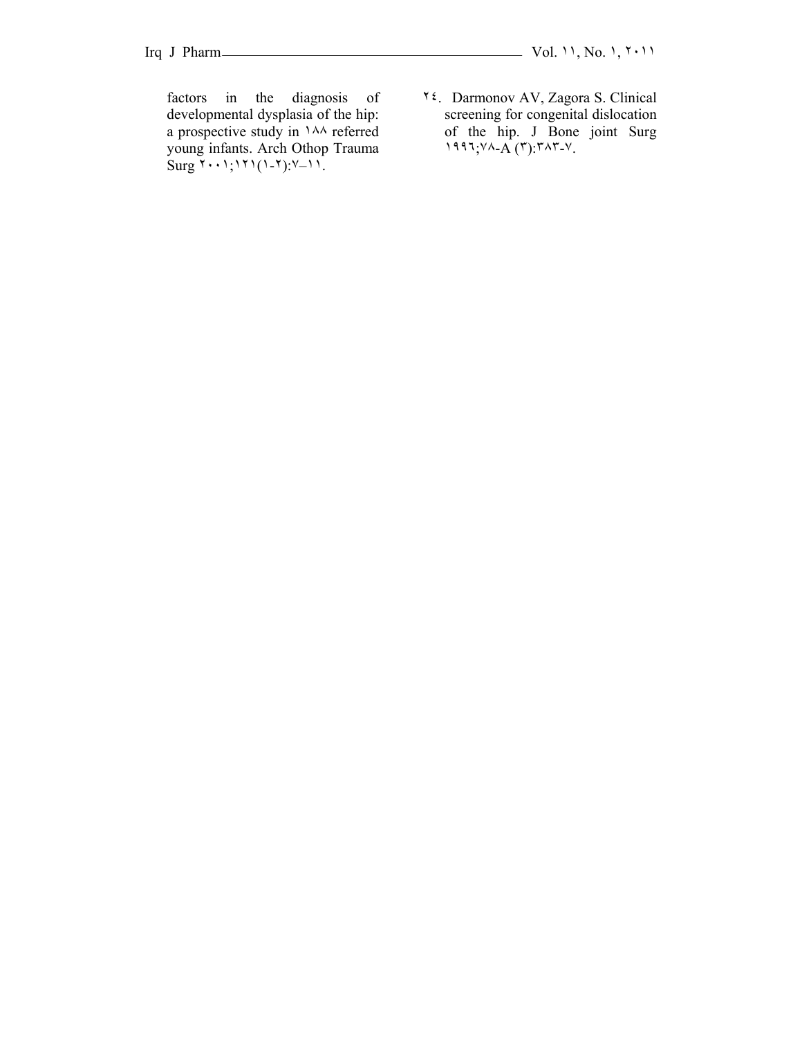factors in the diagnosis of developmental dysplasia of the hip: a prospective study in ١٨٨ referred young infants. Arch Othop Trauma Surg ٢٠٠١;١٢١(١-٢):٧–١١.

٢٤. Darmonov AV, Zagora S. Clinical screening for congenital dislocation of the hip. J Bone joint Surg ١٩٩٦;٧٨-A (٣):٣٨٣-٧.